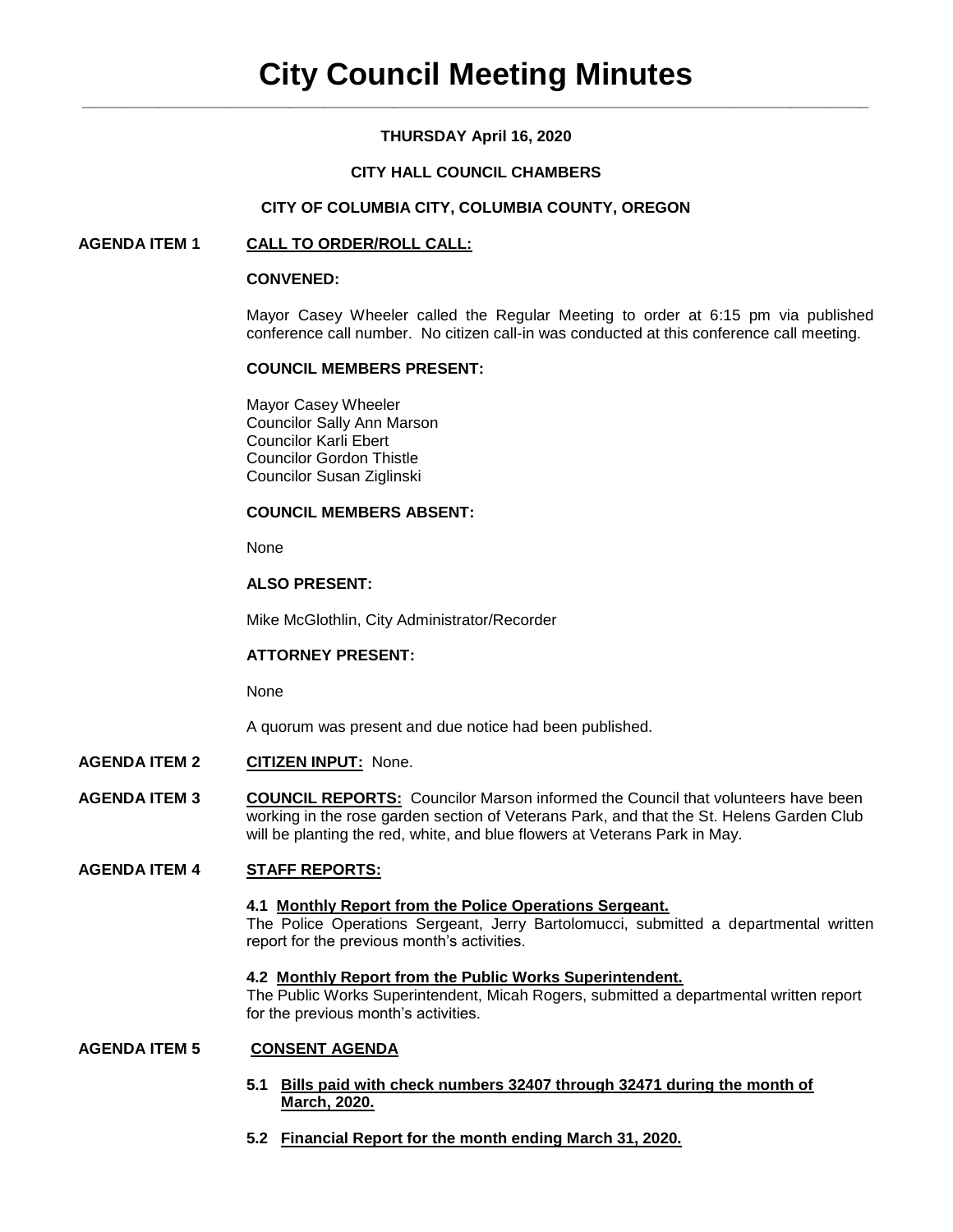# City Council Meeting Minutes

**THURSDAY April 16, 2020**

**CITY HALL COUNCIL CHAMBERS**

**CITY OF COLUMBIA CITY, COLUMBIA COUNTY, OREGON**

**AGENDA ITEM 1** **CALL TO ORDER/ROLL CALL:**

**CONVENED:**

Mayor Casey Wheeler called the Regular Meeting to order at 6:15 pm via published conference call number. No citizen call-in was conducted at this conference call meeting.

**COUNCIL MEMBERS PRESENT:**

Mayor Casey Wheeler
Councilor Sally Ann Marson
Councilor Karli Ebert
Councilor Gordon Thistle
Councilor Susan Ziglinski

**COUNCIL MEMBERS ABSENT:**

None

**ALSO PRESENT:**

Mike McGlothlin, City Administrator/Recorder

**ATTORNEY PRESENT:**

None

A quorum was present and due notice had been published.

**AGENDA ITEM 2** **CITIZEN INPUT:** None.

**AGENDA ITEM 3** **COUNCIL REPORTS:** Councilor Marson informed the Council that volunteers have been working in the rose garden section of Veterans Park, and that the St. Helens Garden Club will be planting the red, white, and blue flowers at Veterans Park in May.

**AGENDA ITEM 4** **STAFF REPORTS:**

**4.1 Monthly Report from the Police Operations Sergeant.**
The Police Operations Sergeant, Jerry Bartolomucci, submitted a departmental written report for the previous month's activities.

**4.2 Monthly Report from the Public Works Superintendent.**
The Public Works Superintendent, Micah Rogers, submitted a departmental written report for the previous month's activities.

**AGENDA ITEM 5** **CONSENT AGENDA**

**5.1 Bills paid with check numbers 32407 through 32471 during the month of March, 2020.**

**5.2 Financial Report for the month ending March 31, 2020.**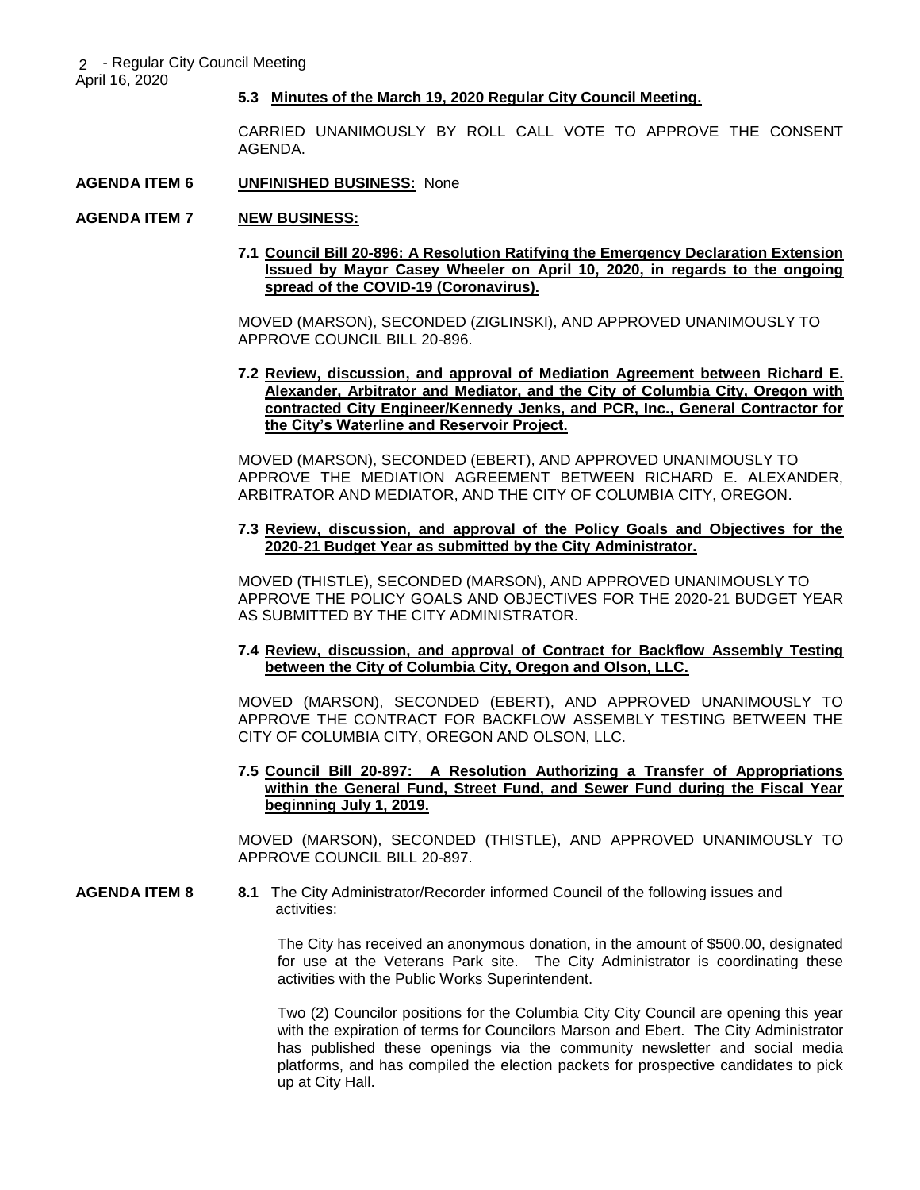**5.3 Minutes of the March 19, 2020 Regular City Council Meeting.**

CARRIED UNANIMOUSLY BY ROLL CALL VOTE TO APPROVE THE CONSENT AGENDA.

**AGENDA ITEM 6 UNFINISHED BUSINESS:** None

**AGENDA ITEM 7 NEW BUSINESS:**

**7.1 Council Bill 20-896: A Resolution Ratifying the Emergency Declaration Extension Issued by Mayor Casey Wheeler on April 10, 2020, in regards to the ongoing spread of the COVID-19 (Coronavirus).**

MOVED (MARSON), SECONDED (ZIGLINSKI), AND APPROVED UNANIMOUSLY TO APPROVE COUNCIL BILL 20-896.

**7.2 Review, discussion, and approval of Mediation Agreement between Richard E. Alexander, Arbitrator and Mediator, and the City of Columbia City, Oregon with contracted City Engineer/Kennedy Jenks, and PCR, Inc., General Contractor for the City's Waterline and Reservoir Project.**

MOVED (MARSON), SECONDED (EBERT), AND APPROVED UNANIMOUSLY TO APPROVE THE MEDIATION AGREEMENT BETWEEN RICHARD E. ALEXANDER, ARBITRATOR AND MEDIATOR, AND THE CITY OF COLUMBIA CITY, OREGON.

**7.3 Review, discussion, and approval of the Policy Goals and Objectives for the 2020-21 Budget Year as submitted by the City Administrator.**

MOVED (THISTLE), SECONDED (MARSON), AND APPROVED UNANIMOUSLY TO APPROVE THE POLICY GOALS AND OBJECTIVES FOR THE 2020-21 BUDGET YEAR AS SUBMITTED BY THE CITY ADMINISTRATOR.

**7.4 Review, discussion, and approval of Contract for Backflow Assembly Testing between the City of Columbia City, Oregon and Olson, LLC.**

MOVED (MARSON), SECONDED (EBERT), AND APPROVED UNANIMOUSLY TO APPROVE THE CONTRACT FOR BACKFLOW ASSEMBLY TESTING BETWEEN THE CITY OF COLUMBIA CITY, OREGON AND OLSON, LLC.

**7.5 Council Bill 20-897: A Resolution Authorizing a Transfer of Appropriations within the General Fund, Street Fund, and Sewer Fund during the Fiscal Year beginning July 1, 2019.**

MOVED (MARSON), SECONDED (THISTLE), AND APPROVED UNANIMOUSLY TO APPROVE COUNCIL BILL 20-897.

**AGENDA ITEM 8** **8.1** The City Administrator/Recorder informed Council of the following issues and activities:

The City has received an anonymous donation, in the amount of $500.00, designated for use at the Veterans Park site. The City Administrator is coordinating these activities with the Public Works Superintendent.

Two (2) Councilor positions for the Columbia City City Council are opening this year with the expiration of terms for Councilors Marson and Ebert. The City Administrator has published these openings via the community newsletter and social media platforms, and has compiled the election packets for prospective candidates to pick up at City Hall.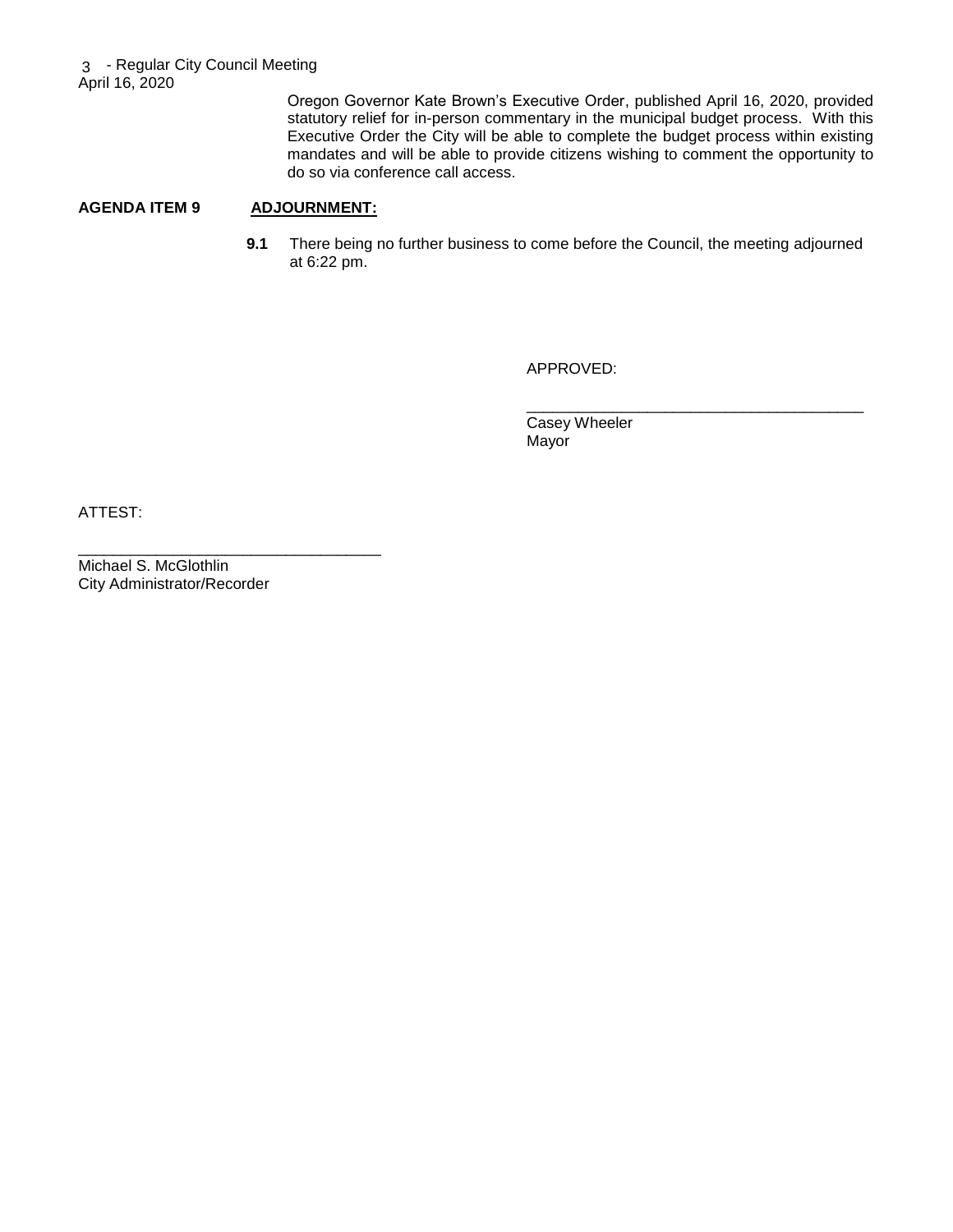Oregon Governor Kate Brown's Executive Order, published April 16, 2020, provided statutory relief for in-person commentary in the municipal budget process. With this Executive Order the City will be able to complete the budget process within existing mandates and will be able to provide citizens wishing to comment the opportunity to do so via conference call access.

**AGENDA ITEM 9** **ADJOURNMENT:**

**9.1** There being no further business to come before the Council, the meeting adjourned at 6:22 pm.

APPROVED:

\_\_\_\_\_\_\_\_\_\_\_\_\_\_\_\_\_\_\_\_\_\_\_\_\_\_\_\_\_\_\_\_\_\_\_\_\_\_\_\_

Casey Wheeler
Mayor

ATTEST:

\_\_\_\_\_\_\_\_\_\_\_\_\_\_\_\_\_\_\_\_\_\_\_\_\_\_\_\_\_\_\_\_\_\_\_\_

Michael S. McGlothlin
City Administrator/Recorder